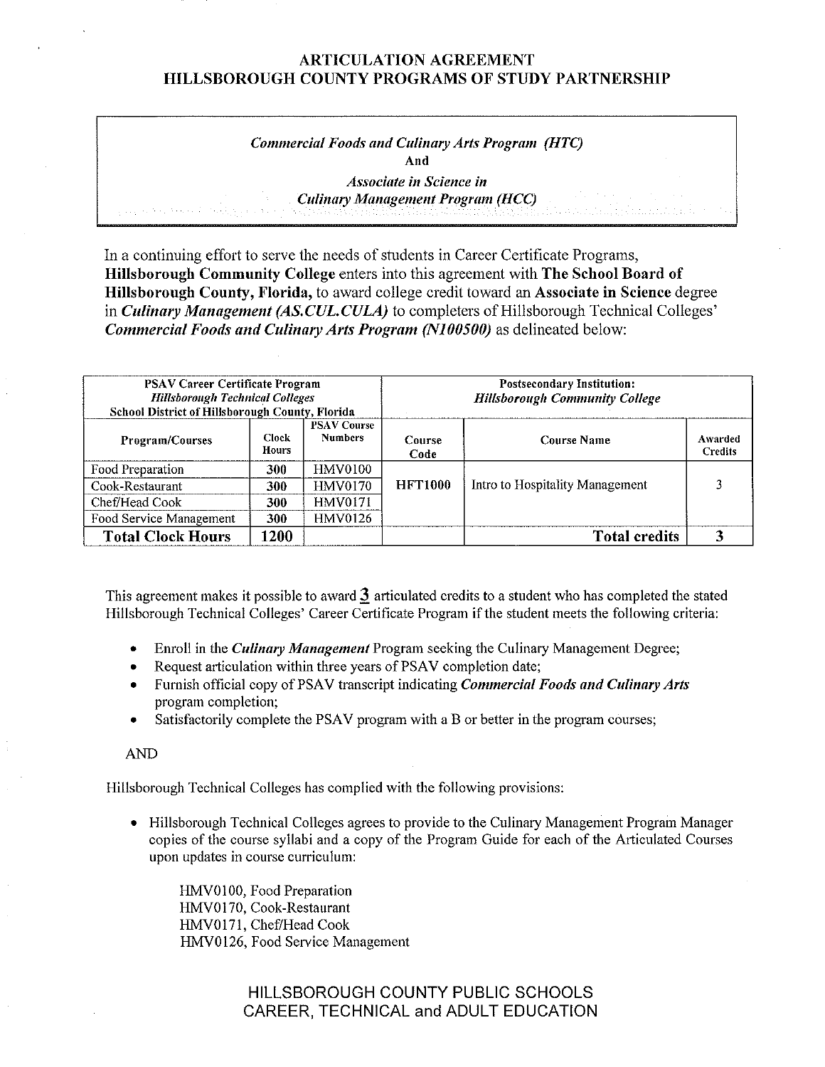# ARTICULATION AGREEMENT
# HILLSBOROUGH COUNTY PROGRAMS OF STUDY PARTNERSHIP

*Commercial Foods and Culinary Arts Program (HTC)*
**And**
*Associate in Science in*
*Culinary Management Program (HCC)*

In a continuing effort to serve the needs of students in Career Certificate Programs, **Hillsborough Community College** enters into this agreement with **The School Board of Hillsborough County, Florida,** to award college credit toward an **Associate in Science** degree in ***Culinary Management (AS.CUL.CULA)*** to completers of Hillsborough Technical Colleges' ***Commercial Foods and Culinary Arts Program (N100500)*** as delineated below:

| **PSAV Career Certificate Program** *Hillsborough Technical Colleges* **School District of Hillsborough County, Florida** | | | **Postsecondary Institution:** *Hillsborough Community College* | | |
|---|---|---|---|---|---|
| **Program/Courses** | **Clock Hours** | **PSAV Course Numbers** | **Course Code** | **Course Name** | **Awarded Credits** |
| Food Preparation | **300** | HMV0100 | **HFT1000** | Intro to Hospitality Management | 3 |
| Cook-Restaurant | **300** | HMV0170 | | | |
| Chef/Head Cook | **300** | HMV0171 | | | |
| Food Service Management | **300** | HMV0126 | | | |
| **Total Clock Hours** | **1200** | | | **Total credits** | **3** |

This agreement makes it possible to award 3 articulated credits to a student who has completed the stated Hillsborough Technical Colleges' Career Certificate Program if the student meets the following criteria:

- Enroll in the ***Culinary Management*** Program seeking the Culinary Management Degree;
- Request articulation within three years of PSAV completion date;
- Furnish official copy of PSAV transcript indicating ***Commercial Foods and Culinary Arts*** program completion;
- Satisfactorily complete the PSAV program with a B or better in the program courses;

AND

Hillsborough Technical Colleges has complied with the following provisions:

- Hillsborough Technical Colleges agrees to provide to the Culinary Management Program Manager copies of the course syllabi and a copy of the Program Guide for each of the Articulated Courses upon updates in course curriculum:

  HMV0100, Food Preparation
  HMV0170, Cook-Restaurant
  HMV0171, Chef/Head Cook
  HMV0126, Food Service Management

HILLSBOROUGH COUNTY PUBLIC SCHOOLS
CAREER, TECHNICAL and ADULT EDUCATION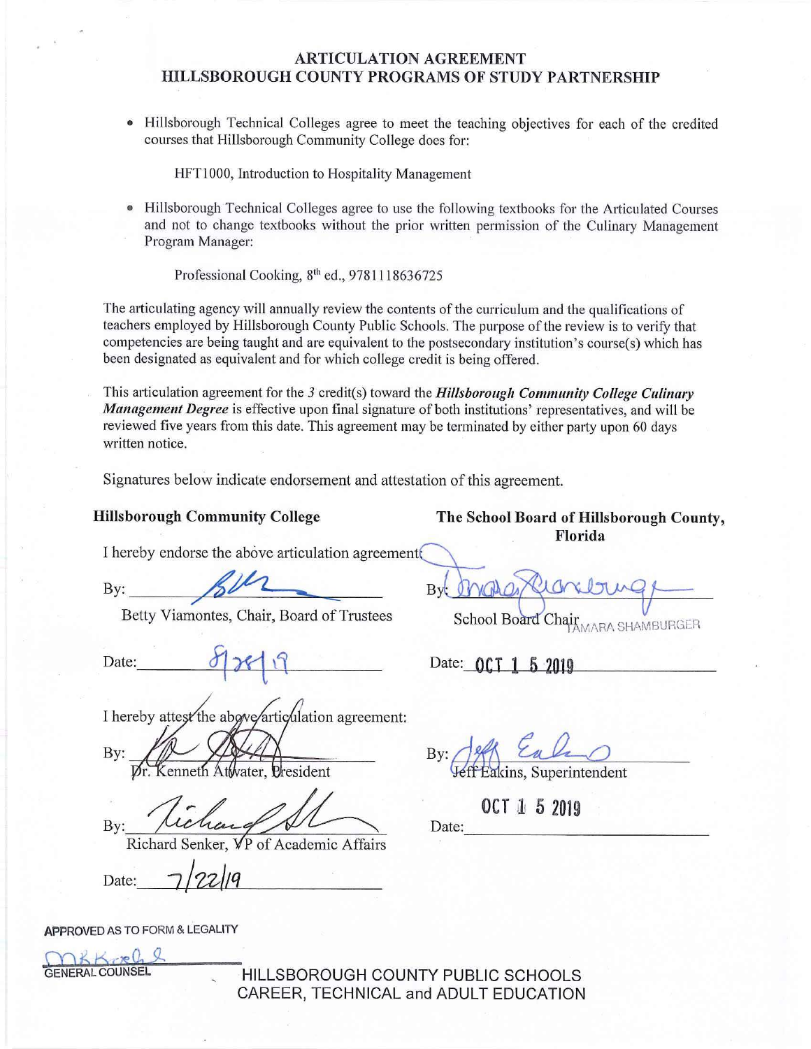# ARTICULATION AGREEMENT
## HILLSBOROUGH COUNTY PROGRAMS OF STUDY PARTNERSHIP

- Hillsborough Technical Colleges agree to meet the teaching objectives for each of the credited courses that Hillsborough Community College does for:

  HFT1000, Introduction to Hospitality Management

- Hillsborough Technical Colleges agree to use the following textbooks for the Articulated Courses and not to change textbooks without the prior written permission of the Culinary Management Program Manager:

  Professional Cooking, 8th ed., 9781118636725

The articulating agency will annually review the contents of the curriculum and the qualifications of teachers employed by Hillsborough County Public Schools. The purpose of the review is to verify that competencies are being taught and are equivalent to the postsecondary institution's course(s) which has been designated as equivalent and for which college credit is being offered.

This articulation agreement for the *3* credit(s) toward the ***Hillsborough Community College Culinary Management Degree*** is effective upon final signature of both institutions' representatives, and will be reviewed five years from this date. This agreement may be terminated by either party upon 60 days written notice.

Signatures below indicate endorsement and attestation of this agreement.

**Hillsborough Community College**

I hereby endorse the above articulation agreement:

By: ______________________
Betty Viamontes, Chair, Board of Trustees

Date: 8/28/19

I hereby attest the above articulation agreement:

By: ______________________
Dr. Kenneth Atwater, President

By: ______________________
Richard Senker, VP of Academic Affairs

Date: 7/22/19

**The School Board of Hillsborough County, Florida**

By: ______________________
School Board Chair TAMARA SHAMBURGER

Date: OCT 1 5 2019

By: ______________________
Jeff Eakins, Superintendent

Date: OCT 1 5 2019

APPROVED AS TO FORM & LEGALITY

GENERAL COUNSEL

HILLSBOROUGH COUNTY PUBLIC SCHOOLS
CAREER, TECHNICAL and ADULT EDUCATION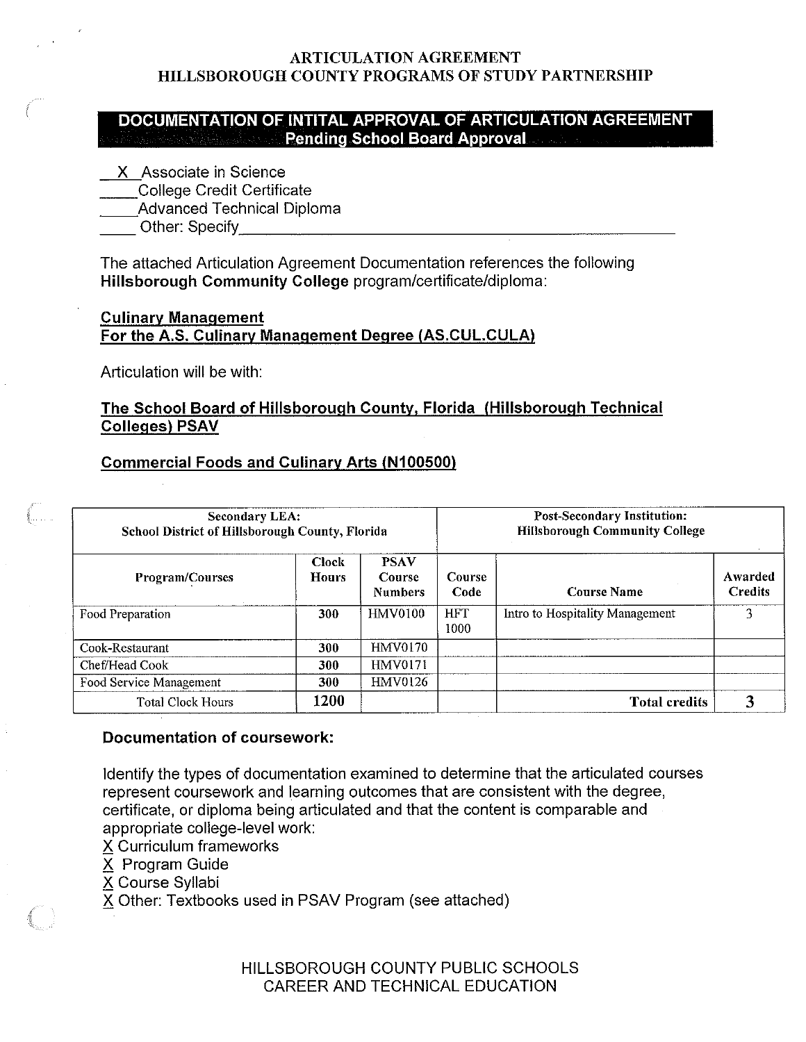ARTICULATION AGREEMENT
HILLSBOROUGH COUNTY PROGRAMS OF STUDY PARTNERSHIP

## DOCUMENTATION OF INTITAL APPROVAL OF ARTICULATION AGREEMENT
### Pending School Board Approval

\_\_X\_\_ Associate in Science
\_\_\_\_\_ College Credit Certificate
\_\_\_\_\_ Advanced Technical Diploma
\_\_\_\_\_ Other: Specify\_\_\_\_\_\_\_\_\_\_\_\_\_\_\_\_\_\_\_\_\_\_\_\_\_\_\_\_\_\_\_\_\_\_\_\_\_\_\_\_\_\_\_\_

The attached Articulation Agreement Documentation references the following **Hillsborough Community College** program/certificate/diploma:

**Culinary Management**
**For the A.S. Culinary Management Degree (AS.CUL.CULA)**

Articulation will be with:

**The School Board of Hillsborough County, Florida (Hillsborough Technical Colleges) PSAV**

**Commercial Foods and Culinary Arts (N100500)**

| Secondary LEA: School District of Hillsborough County, Florida | | | Post-Secondary Institution: Hillsborough Community College | | |
|---|---|---|---|---|---|
| Program/Courses | Clock Hours | PSAV Course Numbers | Course Code | Course Name | Awarded Credits |
| Food Preparation | 300 | HMV0100 | HFT 1000 | Intro to Hospitality Management | 3 |
| Cook-Restaurant | 300 | HMV0170 | | | |
| Chef/Head Cook | 300 | HMV0171 | | | |
| Food Service Management | 300 | HMV0126 | | | |
| Total Clock Hours | 1200 | | | Total credits | 3 |

**Documentation of coursework:**

Identify the types of documentation examined to determine that the articulated courses represent coursework and learning outcomes that are consistent with the degree, certificate, or diploma being articulated and that the content is comparable and appropriate college-level work:

X Curriculum frameworks
X Program Guide
X Course Syllabi
X Other: Textbooks used in PSAV Program (see attached)

HILLSBOROUGH COUNTY PUBLIC SCHOOLS
CAREER AND TECHNICAL EDUCATION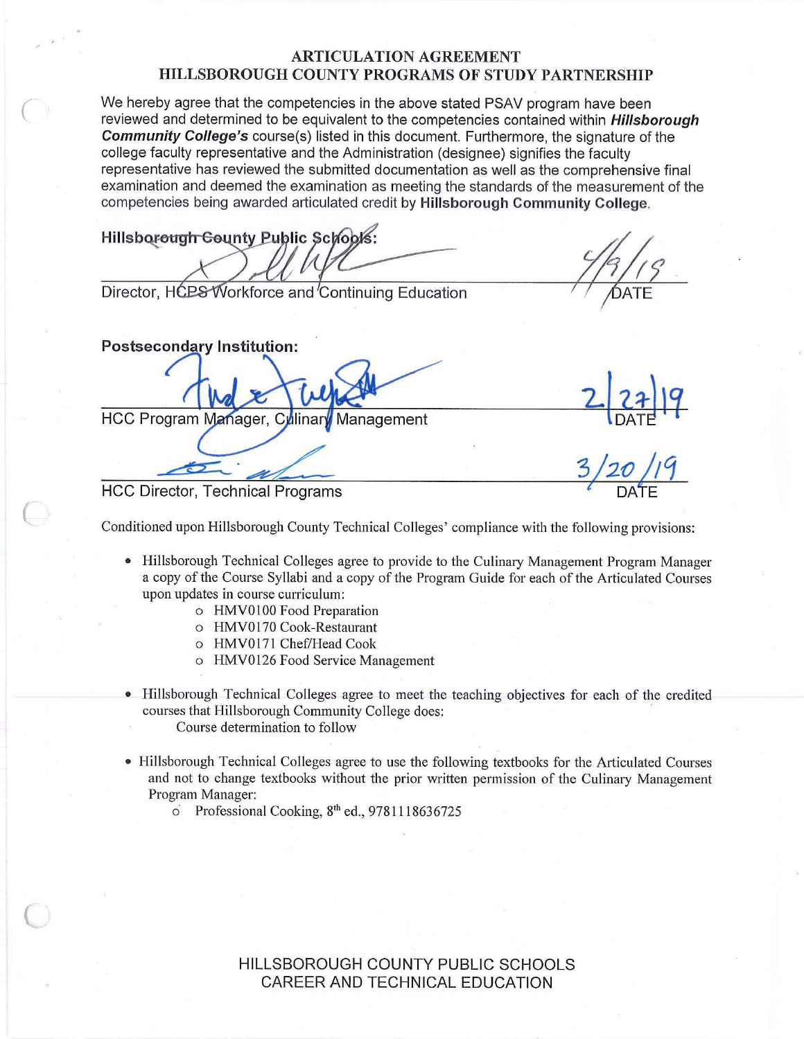# ARTICULATION AGREEMENT
## HILLSBOROUGH COUNTY PROGRAMS OF STUDY PARTNERSHIP

We hereby agree that the competencies in the above stated PSAV program have been reviewed and determined to be equivalent to the competencies contained within ***Hillsborough Community College's*** course(s) listed in this document. Furthermore, the signature of the college faculty representative and the Administration (designee) signifies the faculty representative has reviewed the submitted documentation as well as the comprehensive final examination and deemed the examination as meeting the standards of the measurement of the competencies being awarded articulated credit by **Hillsborough Community College**.

**Hillsborough County Public Schools:**

Director, HCPS Workforce and Continuing Education — DATE: 4/9/19

**Postsecondary Institution:**

HCC Program Manager, Culinary Management — DATE: 2/27/19

HCC Director, Technical Programs — DATE: 3/20/19

Conditioned upon Hillsborough County Technical Colleges' compliance with the following provisions:

- Hillsborough Technical Colleges agree to provide to the Culinary Management Program Manager a copy of the Course Syllabi and a copy of the Program Guide for each of the Articulated Courses upon updates in course curriculum:
  - HMV0100 Food Preparation
  - HMV0170 Cook-Restaurant
  - HMV0171 Chef/Head Cook
  - HMV0126 Food Service Management
- Hillsborough Technical Colleges agree to meet the teaching objectives for each of the credited courses that Hillsborough Community College does:
  Course determination to follow
- Hillsborough Technical Colleges agree to use the following textbooks for the Articulated Courses and not to change textbooks without the prior written permission of the Culinary Management Program Manager:
  - Professional Cooking, 8th ed., 9781118636725

HILLSBOROUGH COUNTY PUBLIC SCHOOLS
CAREER AND TECHNICAL EDUCATION